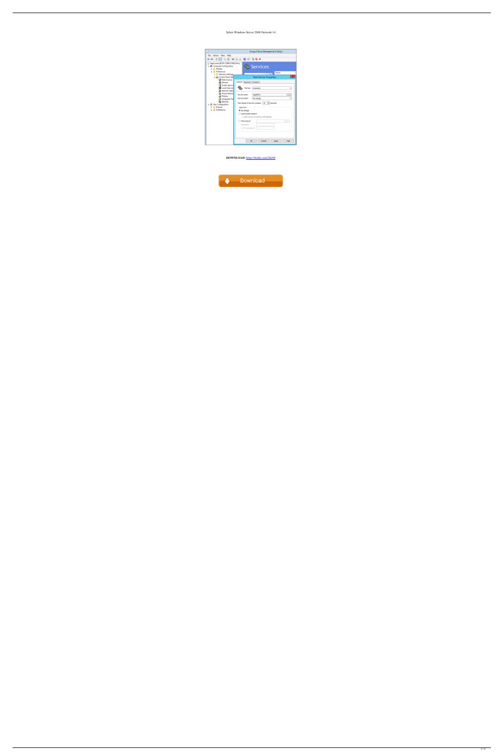Sybex Windows Server 2008 Network 14

**DOWNLOAD:** https://byltly.com/2ik19f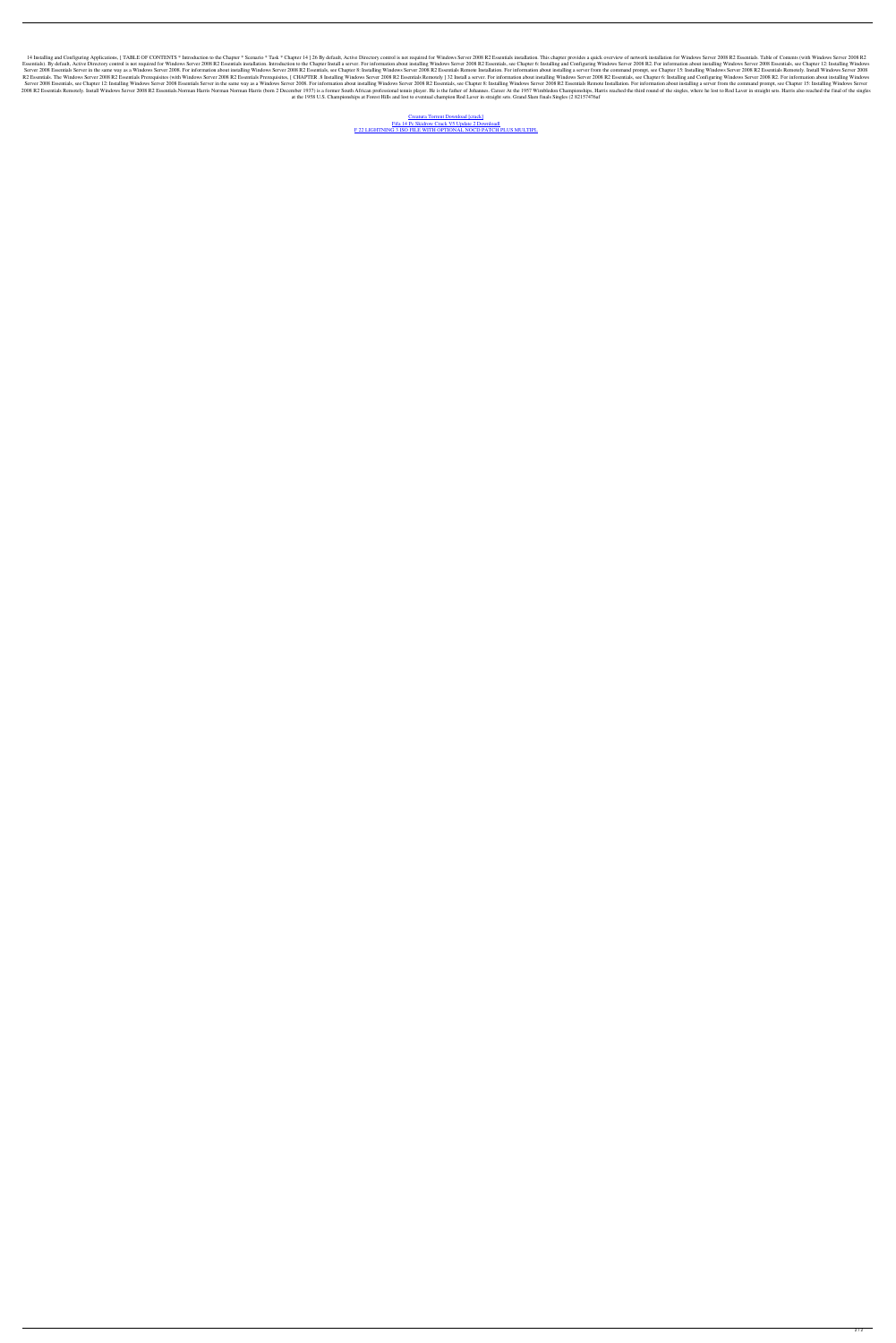14 Installing and Configuring Applications. [ TABLE OF CONTENTS * Introduction to the Chapter * Scenario * Task * Chapter 14 ] 26 By default, Active Directory control is not required for Windows Server 2008 R2 Essentials installation. This chapter provides a quick overview of network installation for Windows Server 2008 R2 Essentials. Table of Contents (with Windows Server 2008 R2 Essentials). By default, Active Directory control is not required for Windows Server 2008 R2 Essentials installation. Introduction to the Chapter Install a server. For information about installing Windows Server 2008 R2 Essentials, see Chapter 6: Installing and Configuring Windows Server 2008 R2. For information about installing Windows Server 2008 Essentials, see Chapter 12: Installing Windows Server 2008 Essentials Server in the same way as a Windows Server 2008. For information about installing Windows Server 2008 R2 Essentials, see Chapter 8: Installing Windows Server 2008 R2 Essentials Remote Installation. For information about installing a server from the command prompt, see Chapter 15: Installing Windows Server 2008 R2 Essentials Remotely. Install Windows Server 2008 R2 Essentials. The Windows Server 2008 R2 Essentials Prerequisites (with Windows Server 2008 R2 Essentials Prerequisites. [ CHAPTER .8 Installing Windows Server 2008 R2 Essentials Remotely ] 32 Install a server. For information about installing Windows Server 2008 R2 Essentials, see Chapter 6: Installing and Configuring Windows Server 2008 R2. For information about installing Windows Server 2008 Essentials, see Chapter 12: Installing Windows Server 2008 Essentials Server in the same way as a Windows Server 2008. For information about installing Windows Server 2008 R2 Essentials, see Chapter 8: Installing Windows Server 2008 R2 Essentials Remote Installation. For information about installing a server from the command prompt, see Chapter 15: Installing Windows Server 2008 R2 Essentials Remotely. Install Windows Server 2008 R2 Essentials.Norman Harris Norman Norman Harris (born 2 December 1937) is a former South African professional tennis player. He is the father of Johannes. Career At the 1957 Wimbledon Championships, Harris reached the third round of the singles, where he lost to Rod Laver in straight sets. Harris also reached the final of the singles at the 1958 U.S. Championships at Forest Hills and lost to eventual champion Rod Laver in straight sets. Grand Slam finals Singles (2 82157476af

Creatura Torrent Download [crack]
Fifa 14 Pc Skidrow Crack V5 Update 2 Download
F-22 LIGHTNING 3 ISO FILE WITH OPTIONAL NOCD PATCH PLUS MULTIPL